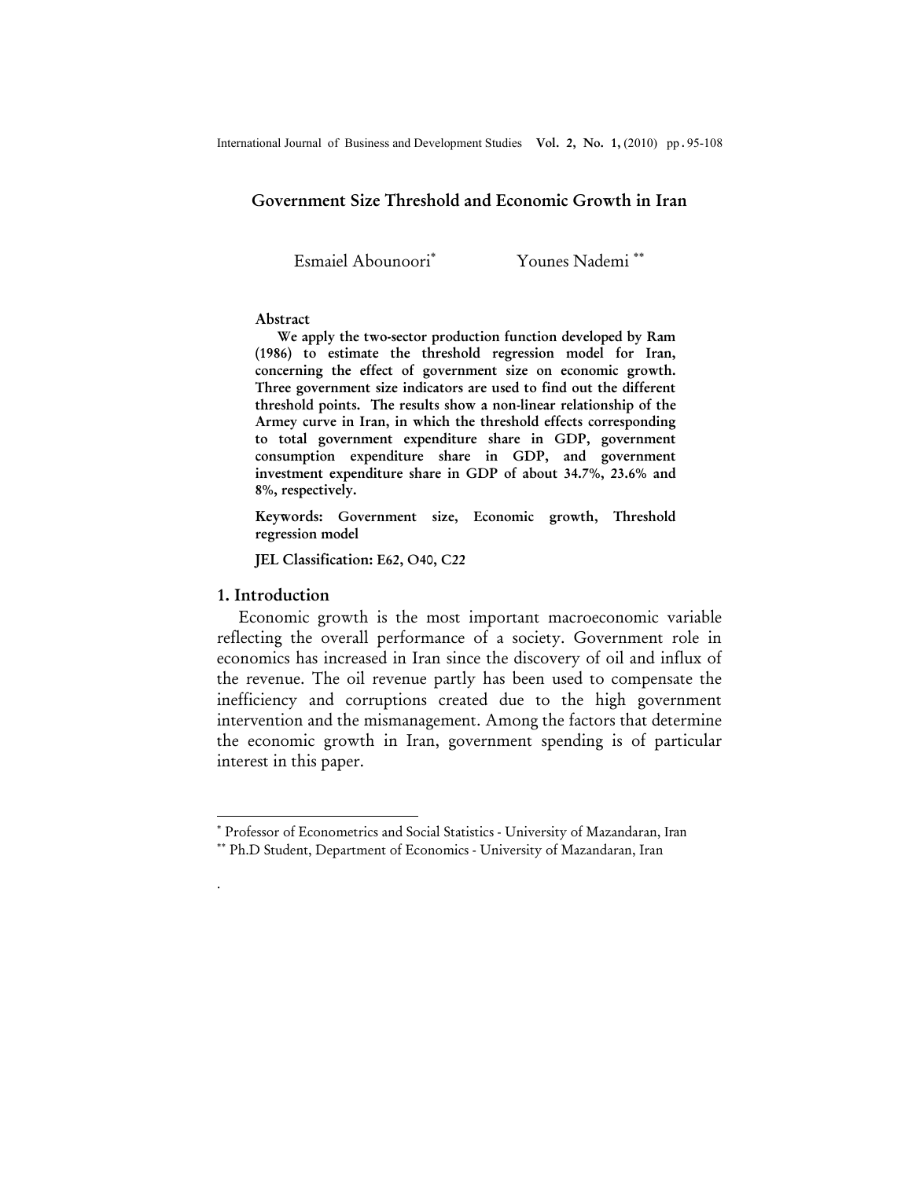# Government Size Threshold and Economic Growth in Iran

Esmaiel Abounoori[*] Younes Nademi[**]

**Abstract**

**We apply the two-sector production function developed by Ram (1986) to estimate the threshold regression model for Iran, concerning the effect of government size on economic growth. Three government size indicators are used to find out the different threshold points. The results show a non-linear relationship of the Armey curve in Iran, in which the threshold effects corresponding to total government expenditure share in GDP, government consumption expenditure share in GDP, and government investment expenditure share in GDP of about 34.7%, 23.6% and 8%, respectively.**

**Keywords:** Government size, Economic growth, Threshold regression model

**JEL Classification:** E62, O40, C22

## 1. Introduction

Economic growth is the most important macroeconomic variable reflecting the overall performance of a society. Government role in economics has increased in Iran since the discovery of oil and influx of the revenue. The oil revenue partly has been used to compensate the inefficiency and corruptions created due to the high government intervention and the mismanagement. Among the factors that determine the economic growth in Iran, government spending is of particular interest in this paper.

---

[*] Professor of Econometrics and Social Statistics - University of Mazandaran, Iran

[**] Ph.D Student, Department of Economics - University of Mazandaran, Iran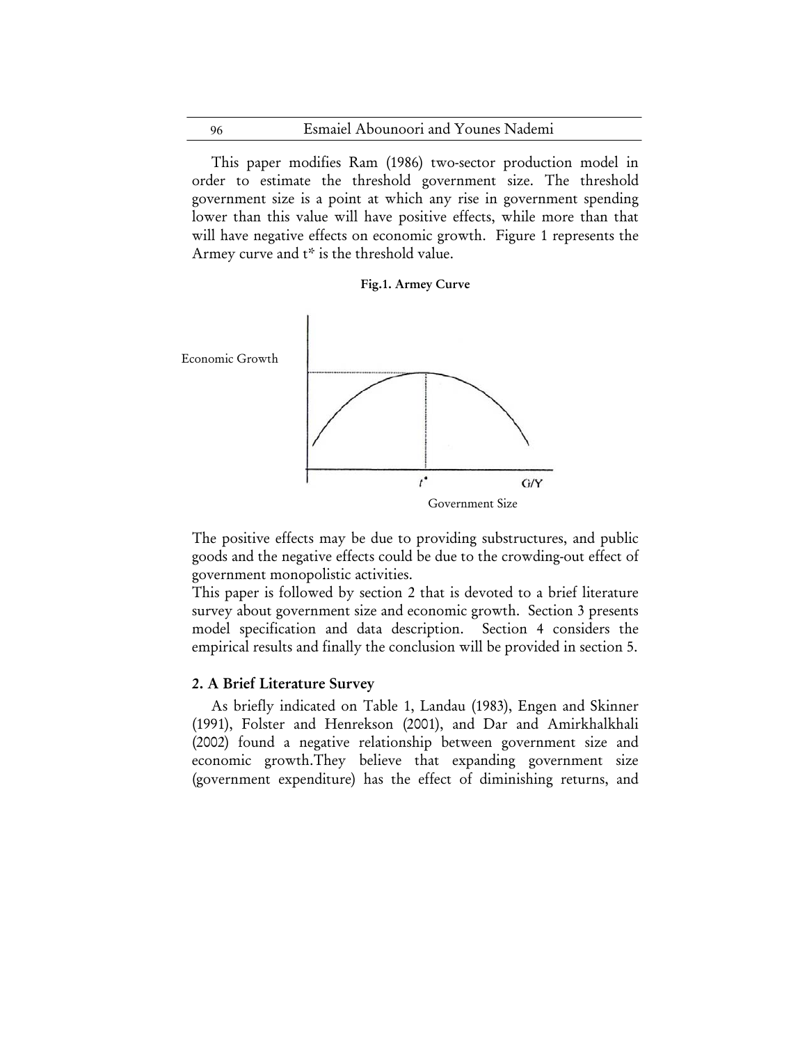This paper modifies Ram (1986) two-sector production model in order to estimate the threshold government size. The threshold government size is a point at which any rise in government spending lower than this value will have positive effects, while more than that will have negative effects on economic growth. Figure 1 represents the Armey curve and t* is the threshold value.

**Fig.1. Armey Curve**

Economic Growth

$t^*$ G/Y

Government Size

The positive effects may be due to providing substructures, and public goods and the negative effects could be due to the crowding-out effect of government monopolistic activities.

This paper is followed by section 2 that is devoted to a brief literature survey about government size and economic growth. Section 3 presents model specification and data description. Section 4 considers the empirical results and finally the conclusion will be provided in section 5.

## 2. A Brief Literature Survey

As briefly indicated on Table 1, Landau (1983), Engen and Skinner (1991), Folster and Henrekson (2001), and Dar and Amirkhalkhali (2002) found a negative relationship between government size and economic growth.They believe that expanding government size (government expenditure) has the effect of diminishing returns, and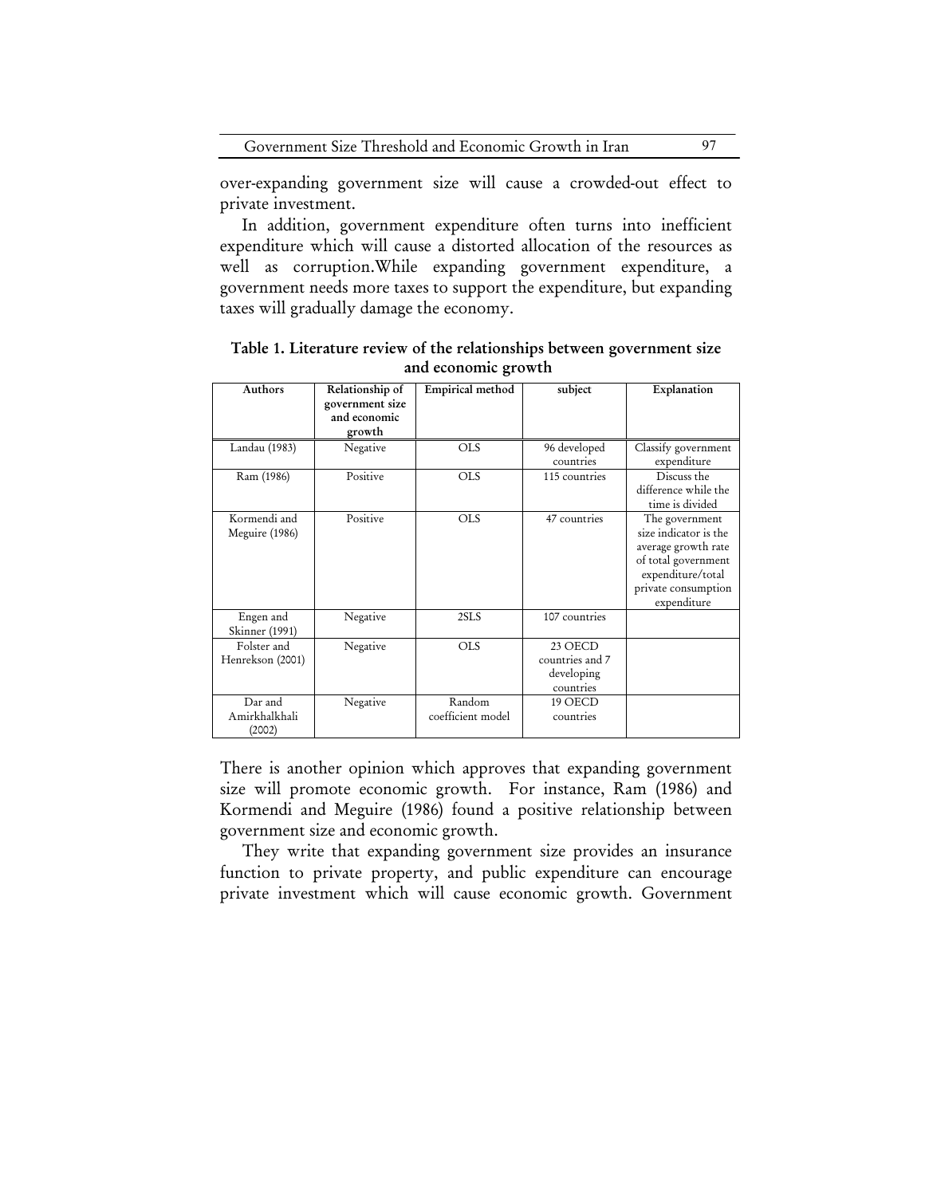over-expanding government size will cause a crowded-out effect to private investment.

In addition, government expenditure often turns into inefficient expenditure which will cause a distorted allocation of the resources as well as corruption.While expanding government expenditure, a government needs more taxes to support the expenditure, but expanding taxes will gradually damage the economy.

**Table 1. Literature review of the relationships between government size and economic growth**

| Authors | Relationship of government size and economic growth | Empirical method | subject | Explanation |
|---|---|---|---|---|
| Landau (1983) | Negative | OLS | 96 developed countries | Classify government expenditure |
| Ram (1986) | Positive | OLS | 115 countries | Discuss the difference while the time is divided |
| Kormendi and Meguire (1986) | Positive | OLS | 47 countries | The government size indicator is the average growth rate of total government expenditure/total private consumption expenditure |
| Engen and Skinner (1991) | Negative | 2SLS | 107 countries | |
| Folster and Henrekson (2001) | Negative | OLS | 23 OECD countries and 7 developing countries | |
| Dar and Amirkhalkhali (2002) | Negative | Random coefficient model | 19 OECD countries | |

There is another opinion which approves that expanding government size will promote economic growth. For instance, Ram (1986) and Kormendi and Meguire (1986) found a positive relationship between government size and economic growth.

They write that expanding government size provides an insurance function to private property, and public expenditure can encourage private investment which will cause economic growth. Government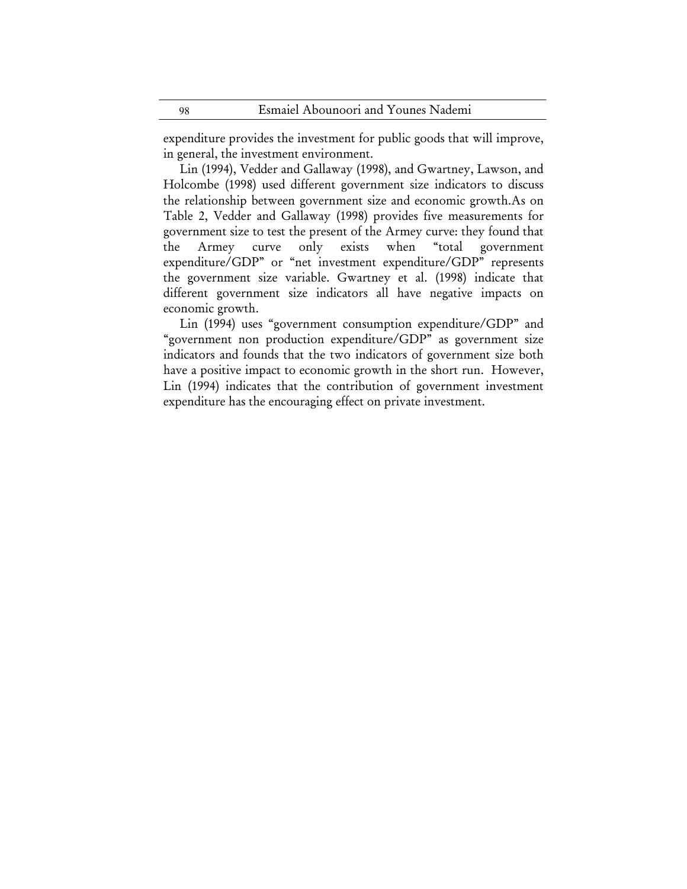expenditure provides the investment for public goods that will improve, in general, the investment environment.

Lin (1994), Vedder and Gallaway (1998), and Gwartney, Lawson, and Holcombe (1998) used different government size indicators to discuss the relationship between government size and economic growth.As on Table 2, Vedder and Gallaway (1998) provides five measurements for government size to test the present of the Armey curve: they found that the Armey curve only exists when "total government expenditure/GDP" or "net investment expenditure/GDP" represents the government size variable. Gwartney et al. (1998) indicate that different government size indicators all have negative impacts on economic growth.

Lin (1994) uses "government consumption expenditure/GDP" and "government non production expenditure/GDP" as government size indicators and founds that the two indicators of government size both have a positive impact to economic growth in the short run. However, Lin (1994) indicates that the contribution of government investment expenditure has the encouraging effect on private investment.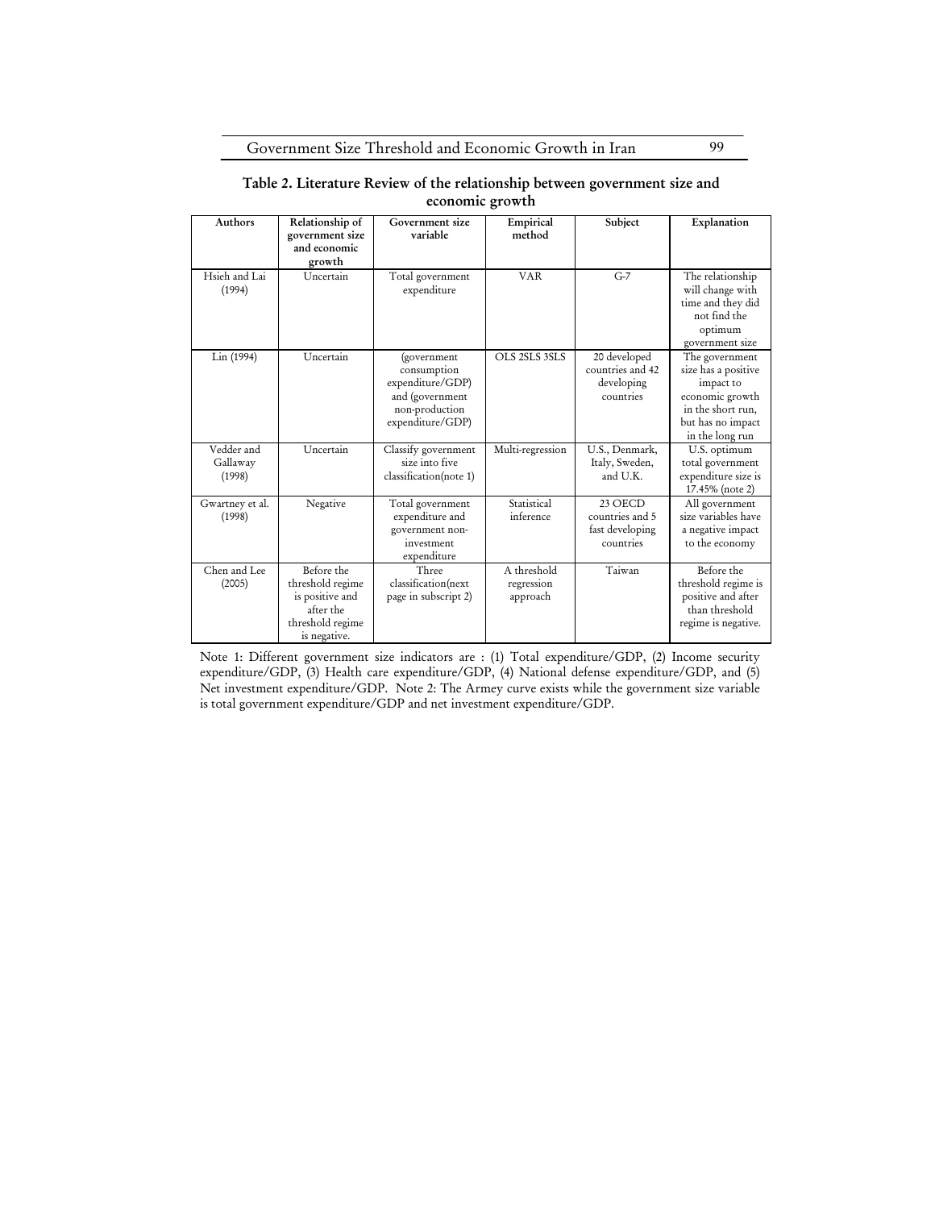**Table 2. Literature Review of the relationship between government size and economic growth**

| Authors | Relationship of government size and economic growth | Government size variable | Empirical method | Subject | Explanation |
|---|---|---|---|---|---|
| Hsieh and Lai (1994) | Uncertain | Total government expenditure | VAR | G-7 | The relationship will change with time and they did not find the optimum government size |
| Lin (1994) | Uncertain | (government consumption expenditure/GDP) and (government non-production expenditure/GDP) | OLS 2SLS 3SLS | 20 developed countries and 42 developing countries | The government size has a positive impact to economic growth in the short run, but has no impact in the long run |
| Vedder and Gallaway (1998) | Uncertain | Classify government size into five classification(note 1) | Multi-regression | U.S., Denmark, Italy, Sweden, and U.K. | U.S. optimum total government expenditure size is 17.45% (note 2) |
| Gwartney et al. (1998) | Negative | Total government expenditure and government non-investment expenditure | Statistical inference | 23 OECD countries and 5 fast developing countries | All government size variables have a negative impact to the economy |
| Chen and Lee (2005) | Before the threshold regime is positive and after the threshold regime is negative. | Three classification(next page in subscript 2) | A threshold regression approach | Taiwan | Before the threshold regime is positive and after than threshold regime is negative. |

Note 1: Different government size indicators are : (1) Total expenditure/GDP, (2) Income security expenditure/GDP, (3) Health care expenditure/GDP, (4) National defense expenditure/GDP, and (5) Net investment expenditure/GDP. Note 2: The Armey curve exists while the government size variable is total government expenditure/GDP and net investment expenditure/GDP.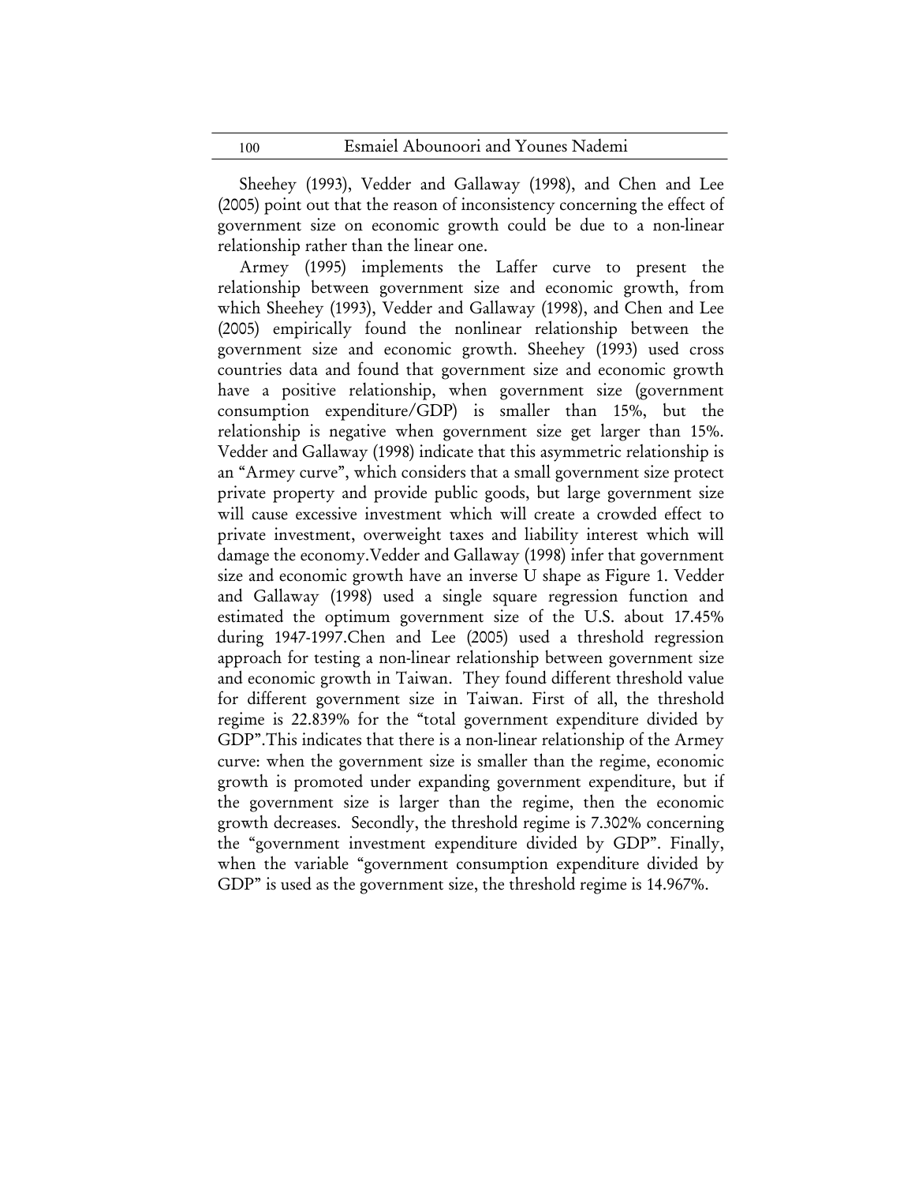Sheehey (1993), Vedder and Gallaway (1998), and Chen and Lee (2005) point out that the reason of inconsistency concerning the effect of government size on economic growth could be due to a non-linear relationship rather than the linear one.

Armey (1995) implements the Laffer curve to present the relationship between government size and economic growth, from which Sheehey (1993), Vedder and Gallaway (1998), and Chen and Lee (2005) empirically found the nonlinear relationship between the government size and economic growth. Sheehey (1993) used cross countries data and found that government size and economic growth have a positive relationship, when government size (government consumption expenditure/GDP) is smaller than 15%, but the relationship is negative when government size get larger than 15%. Vedder and Gallaway (1998) indicate that this asymmetric relationship is an "Armey curve", which considers that a small government size protect private property and provide public goods, but large government size will cause excessive investment which will create a crowded effect to private investment, overweight taxes and liability interest which will damage the economy.Vedder and Gallaway (1998) infer that government size and economic growth have an inverse U shape as Figure 1. Vedder and Gallaway (1998) used a single square regression function and estimated the optimum government size of the U.S. about 17.45% during 1947-1997.Chen and Lee (2005) used a threshold regression approach for testing a non-linear relationship between government size and economic growth in Taiwan. They found different threshold value for different government size in Taiwan. First of all, the threshold regime is 22.839% for the "total government expenditure divided by GDP".This indicates that there is a non-linear relationship of the Armey curve: when the government size is smaller than the regime, economic growth is promoted under expanding government expenditure, but if the government size is larger than the regime, then the economic growth decreases. Secondly, the threshold regime is 7.302% concerning the "government investment expenditure divided by GDP". Finally, when the variable "government consumption expenditure divided by GDP" is used as the government size, the threshold regime is 14.967%.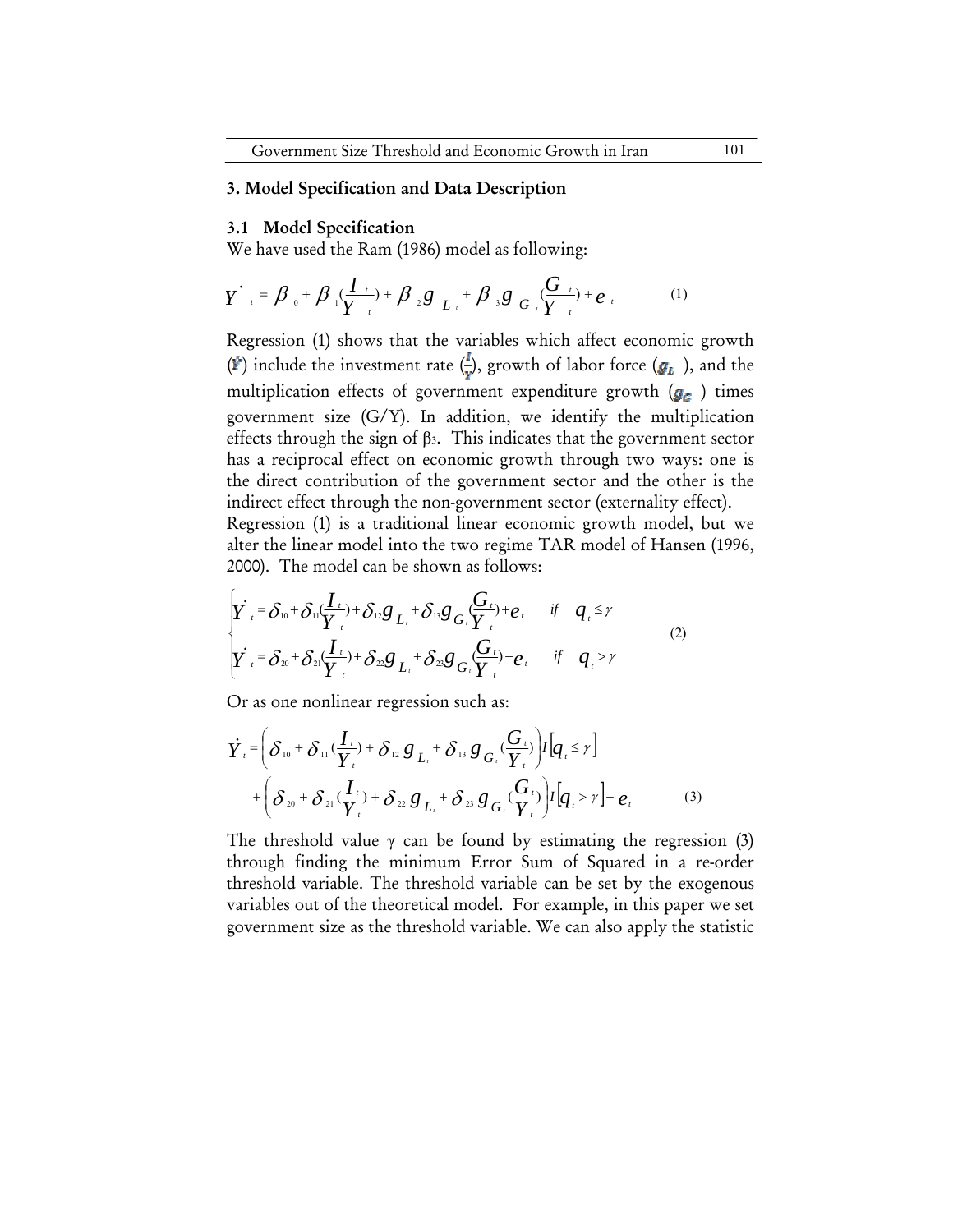## 3. Model Specification and Data Description

### 3.1 Model Specification

We have used the Ram (1986) model as following:

$$\dot{Y}_t = \beta_0 + \beta_1 (\frac{I_t}{Y_t}) + \beta_2 g_{L_t} + \beta_3 g_{G_t} (\frac{G_t}{Y_t}) + e_t \qquad (1)$$

Regression (1) shows that the variables which affect economic growth ($\dot{Y}$) include the investment rate ($\frac{I}{Y}$), growth of labor force ($g_L$), and the multiplication effects of government expenditure growth ($g_G$) times government size (G/Y). In addition, we identify the multiplication effects through the sign of $\beta_3$. This indicates that the government sector has a reciprocal effect on economic growth through two ways: one is the direct contribution of the government sector and the other is the indirect effect through the non-government sector (externality effect).

Regression (1) is a traditional linear economic growth model, but we alter the linear model into the two regime TAR model of Hansen (1996, 2000). The model can be shown as follows:

$$\begin{cases} \dot{Y}_t = \delta_{10} + \delta_{11}(\frac{I_t}{Y_t}) + \delta_{12} g_{L_t} + \delta_{13} g_{G_t}(\frac{G_t}{Y_t}) + e_t & if \quad q_t \leq \gamma \\ \dot{Y}_t = \delta_{20} + \delta_{21}(\frac{I_t}{Y_t}) + \delta_{22} g_{L_t} + \delta_{23} g_{G_t}(\frac{G_t}{Y_t}) + e_t & if \quad q_t > \gamma \end{cases} \qquad (2)$$

Or as one nonlinear regression such as:

$$\dot{Y}_t = \left( \delta_{10} + \delta_{11}(\frac{I_t}{Y_t}) + \delta_{12} g_{L_t} + \delta_{13} g_{G_t}(\frac{G_t}{Y_t}) \right) I[q_t \leq \gamma] + \left( \delta_{20} + \delta_{21}(\frac{I_t}{Y_t}) + \delta_{22} g_{L_t} + \delta_{23} g_{G_t}(\frac{G_t}{Y_t}) \right) I[q_t > \gamma] + e_t \qquad (3)$$

The threshold value $\gamma$ can be found by estimating the regression (3) through finding the minimum Error Sum of Squared in a re-order threshold variable. The threshold variable can be set by the exogenous variables out of the theoretical model. For example, in this paper we set government size as the threshold variable. We can also apply the statistic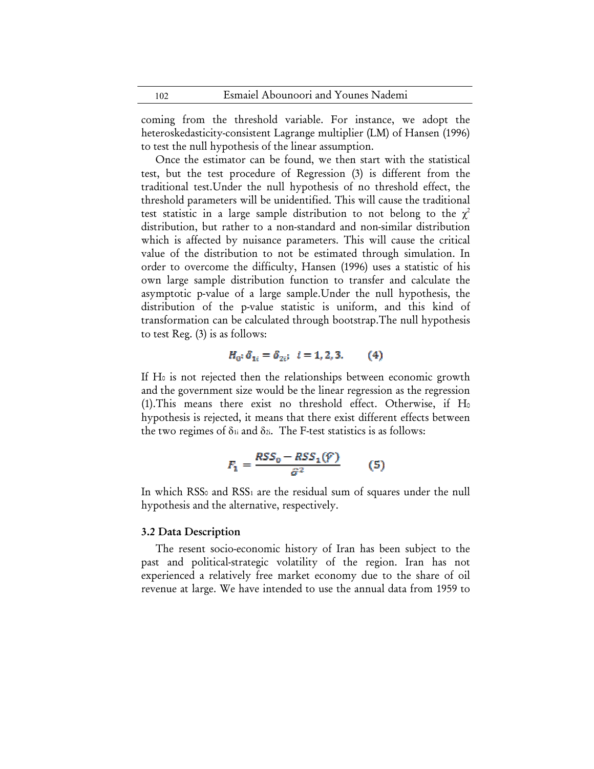coming from the threshold variable. For instance, we adopt the heteroskedasticity-consistent Lagrange multiplier (LM) of Hansen (1996) to test the null hypothesis of the linear assumption.

Once the estimator can be found, we then start with the statistical test, but the test procedure of Regression (3) is different from the traditional test.Under the null hypothesis of no threshold effect, the threshold parameters will be unidentified. This will cause the traditional test statistic in a large sample distribution to not belong to the $\chi^2$ distribution, but rather to a non-standard and non-similar distribution which is affected by nuisance parameters. This will cause the critical value of the distribution to not be estimated through simulation. In order to overcome the difficulty, Hansen (1996) uses a statistic of his own large sample distribution function to transfer and calculate the asymptotic p-value of a large sample.Under the null hypothesis, the distribution of the p-value statistic is uniform, and this kind of transformation can be calculated through bootstrap.The null hypothesis to test Reg. (3) is as follows:

$$H_0: \delta_{1i} = \delta_{2i}; \quad i = 1, 2, 3. \qquad (4)$$

If $H_0$ is not rejected then the relationships between economic growth and the government size would be the linear regression as the regression (1).This means there exist no threshold effect. Otherwise, if $H_0$ hypothesis is rejected, it means that there exist different effects between the two regimes of $\delta_{1i}$ and $\delta_{2i}$. The F-test statistics is as follows:

$$F_1 = \frac{RSS_0 - RSS_1(\hat{\gamma})}{\hat{\sigma}^2} \qquad (5)$$

In which $RSS_0$ and $RSS_1$ are the residual sum of squares under the null hypothesis and the alternative, respectively.

### 3.2 Data Description

The resent socio-economic history of Iran has been subject to the past and political-strategic volatility of the region. Iran has not experienced a relatively free market economy due to the share of oil revenue at large. We have intended to use the annual data from 1959 to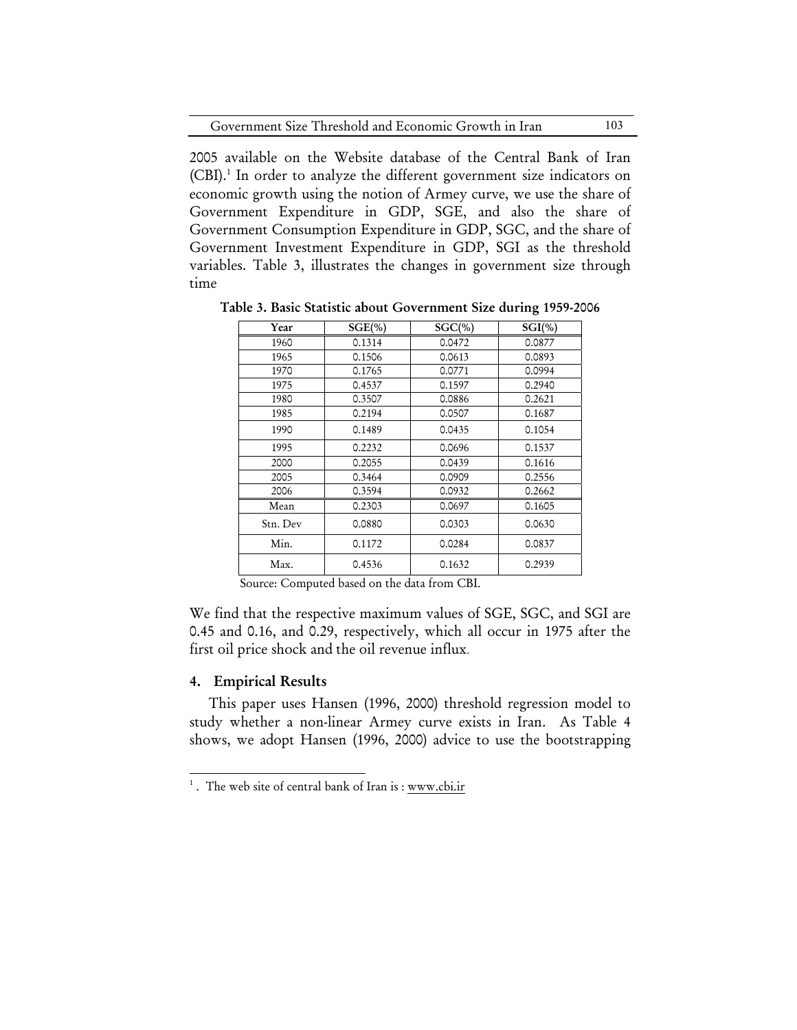2005 available on the Website database of the Central Bank of Iran (CBI).[1] In order to analyze the different government size indicators on economic growth using the notion of Armey curve, we use the share of Government Expenditure in GDP, SGE, and also the share of Government Consumption Expenditure in GDP, SGC, and the share of Government Investment Expenditure in GDP, SGI as the threshold variables. Table 3, illustrates the changes in government size through time

**Table 3. Basic Statistic about Government Size during 1959-2006**

| Year | SGE(%) | SGC(%) | SGI(%) |
|---|---|---|---|
| 1960 | 0.1314 | 0.0472 | 0.0877 |
| 1965 | 0.1506 | 0.0613 | 0.0893 |
| 1970 | 0.1765 | 0.0771 | 0.0994 |
| 1975 | 0.4537 | 0.1597 | 0.2940 |
| 1980 | 0.3507 | 0.0886 | 0.2621 |
| 1985 | 0.2194 | 0.0507 | 0.1687 |
| 1990 | 0.1489 | 0.0435 | 0.1054 |
| 1995 | 0.2232 | 0.0696 | 0.1537 |
| 2000 | 0.2055 | 0.0439 | 0.1616 |
| 2005 | 0.3464 | 0.0909 | 0.2556 |
| 2006 | 0.3594 | 0.0932 | 0.2662 |
| Mean | 0.2303 | 0.0697 | 0.1605 |
| Stn. Dev | 0.0880 | 0.0303 | 0.0630 |
| Min. | 0.1172 | 0.0284 | 0.0837 |
| Max. | 0.4536 | 0.1632 | 0.2939 |

Source: Computed based on the data from CBI.

We find that the respective maximum values of SGE, SGC, and SGI are 0.45 and 0.16, and 0.29, respectively, which all occur in 1975 after the first oil price shock and the oil revenue influx.

## 4. Empirical Results

This paper uses Hansen (1996, 2000) threshold regression model to study whether a non-linear Armey curve exists in Iran. As Table 4 shows, we adopt Hansen (1996, 2000) advice to use the bootstrapping

[1]. The web site of central bank of Iran is : www.cbi.ir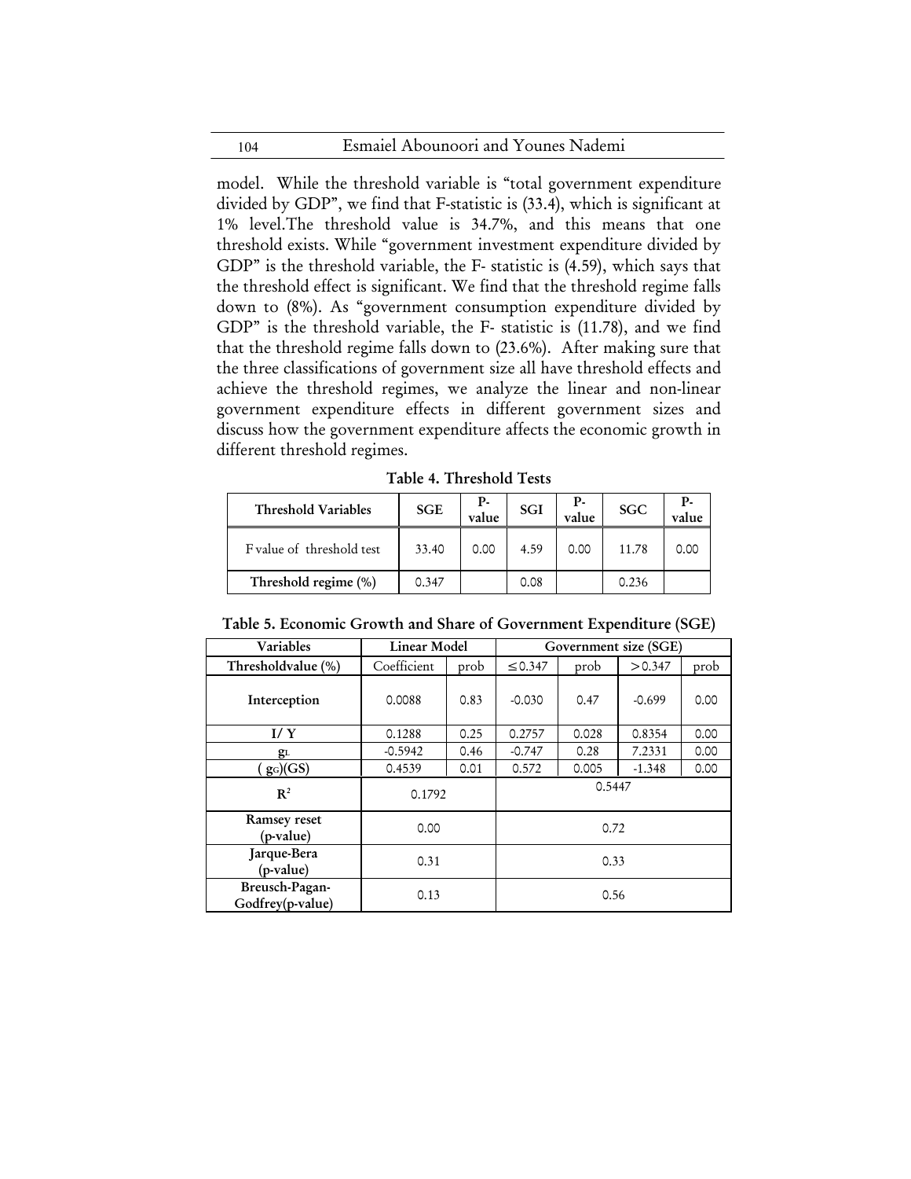model. While the threshold variable is "total government expenditure divided by GDP", we find that F-statistic is (33.4), which is significant at 1% level.The threshold value is 34.7%, and this means that one threshold exists. While "government investment expenditure divided by GDP" is the threshold variable, the F- statistic is (4.59), which says that the threshold effect is significant. We find that the threshold regime falls down to (8%). As "government consumption expenditure divided by GDP" is the threshold variable, the F- statistic is (11.78), and we find that the threshold regime falls down to (23.6%). After making sure that the three classifications of government size all have threshold effects and achieve the threshold regimes, we analyze the linear and non-linear government expenditure effects in different government sizes and discuss how the government expenditure affects the economic growth in different threshold regimes.

**Table 4. Threshold Tests**

| Threshold Variables | SGE | P-value | SGI | P-value | SGC | P-value |
|---|---|---|---|---|---|---|
| F value of threshold test | 33.40 | 0.00 | 4.59 | 0.00 | 11.78 | 0.00 |
| Threshold regime (%) | 0.347 | | 0.08 | | 0.236 | |

**Table 5. Economic Growth and Share of Government Expenditure (SGE)**

| Variables | Linear Model | | Government size (SGE) | | | |
|---|---|---|---|---|---|---|
| Thresholdvalue (%) | Coefficient | prob | ≤0.347 | prob | >0.347 | prob |
| Interception | 0.0088 | 0.83 | -0.030 | 0.47 | -0.699 | 0.00 |
| I/ Y | 0.1288 | 0.25 | 0.2757 | 0.028 | 0.8354 | 0.00 |
| $g_L$ | -0.5942 | 0.46 | -0.747 | 0.28 | 7.2331 | 0.00 |
| ( $g_G$)(GS) | 0.4539 | 0.01 | 0.572 | 0.005 | -1.348 | 0.00 |
| $R^2$ | 0.1792 | | 0.5447 | | | |
| Ramsey reset (p-value) | 0.00 | | 0.72 | | | |
| Jarque-Bera (p-value) | 0.31 | | 0.33 | | | |
| Breusch-Pagan-Godfrey(p-value) | 0.13 | | 0.56 | | | |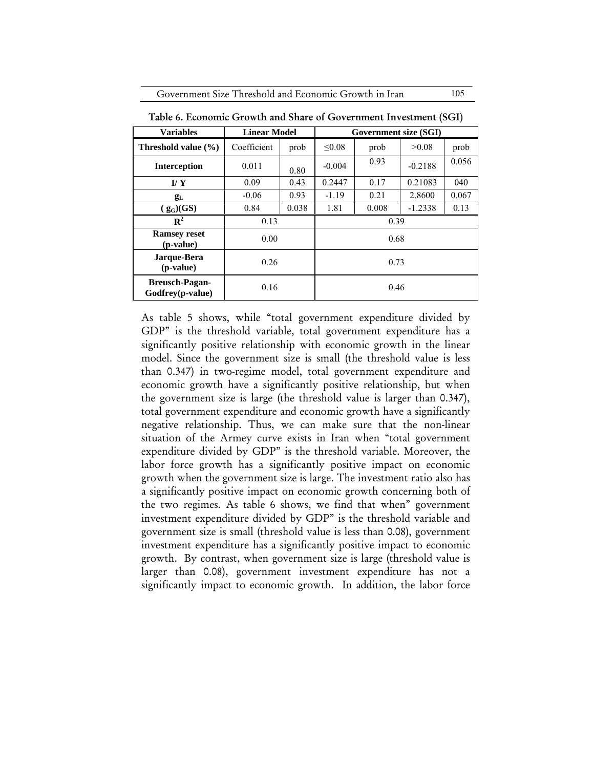Table 6. Economic Growth and Share of Government Investment (SGI)

| Variables | Linear Model | | Government size (SGI) | | | |
|---|---|---|---|---|---|---|
| Threshold value (%) | Coefficient | prob | ≤0.08 | prob | >0.08 | prob |
| Interception | 0.011 | 0.80 | -0.004 | 0.93 | -0.2188 | 0.056 |
| I/ Y | 0.09 | 0.43 | 0.2447 | 0.17 | 0.21083 | 040 |
| $g_L$ | -0.06 | 0.93 | -1.19 | 0.21 | 2.8600 | 0.067 |
| $(g_G)$(GS) | 0.84 | 0.038 | 1.81 | 0.008 | -1.2338 | 0.13 |
| $R^2$ | 0.13 | | 0.39 | | | |
| Ramsey reset (p-value) | 0.00 | | 0.68 | | | |
| Jarque-Bera (p-value) | 0.26 | | 0.73 | | | |
| Breusch-Pagan-Godfrey(p-value) | 0.16 | | 0.46 | | | |

As table 5 shows, while "total government expenditure divided by GDP" is the threshold variable, total government expenditure has a significantly positive relationship with economic growth in the linear model. Since the government size is small (the threshold value is less than 0.347) in two-regime model, total government expenditure and economic growth have a significantly positive relationship, but when the government size is large (the threshold value is larger than 0.347), total government expenditure and economic growth have a significantly negative relationship. Thus, we can make sure that the non-linear situation of the Armey curve exists in Iran when "total government expenditure divided by GDP" is the threshold variable. Moreover, the labor force growth has a significantly positive impact on economic growth when the government size is large. The investment ratio also has a significantly positive impact on economic growth concerning both of the two regimes. As table 6 shows, we find that when" government investment expenditure divided by GDP" is the threshold variable and government size is small (threshold value is less than 0.08), government investment expenditure has a significantly positive impact to economic growth. By contrast, when government size is large (threshold value is larger than 0.08), government investment expenditure has not a significantly impact to economic growth. In addition, the labor force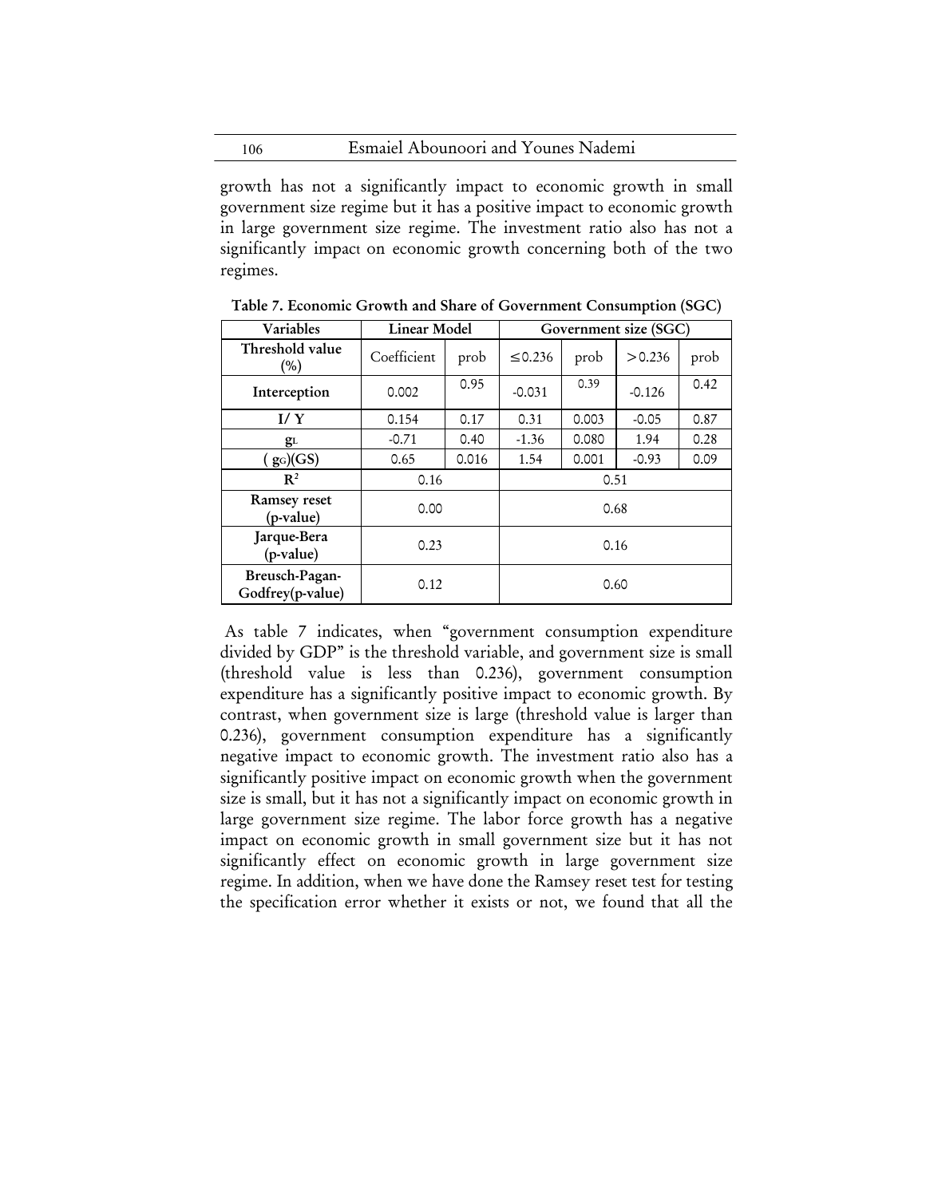growth has not a significantly impact to economic growth in small government size regime but it has a positive impact to economic growth in large government size regime. The investment ratio also has not a significantly impact on economic growth concerning both of the two regimes.

**Table 7. Economic Growth and Share of Government Consumption (SGC)**

| Variables | Linear Model | | Government size (SGC) | | | |
|---|---|---|---|---|---|---|
| Threshold value (%) | Coefficient | prob | $\leq 0.236$ | prob | $> 0.236$ | prob |
| Interception | 0.002 | 0.95 | -0.031 | 0.39 | -0.126 | 0.42 |
| I/ Y | 0.154 | 0.17 | 0.31 | 0.003 | -0.05 | 0.87 |
| $g_L$ | -0.71 | 0.40 | -1.36 | 0.080 | 1.94 | 0.28 |
| ( $g_G$)(GS) | 0.65 | 0.016 | 1.54 | 0.001 | -0.93 | 0.09 |
| $R^2$ | 0.16 | | 0.51 | | | |
| Ramsey reset (p-value) | 0.00 | | 0.68 | | | |
| Jarque-Bera (p-value) | 0.23 | | 0.16 | | | |
| Breusch-Pagan-Godfrey(p-value) | 0.12 | | 0.60 | | | |

As table 7 indicates, when "government consumption expenditure divided by GDP" is the threshold variable, and government size is small (threshold value is less than 0.236), government consumption expenditure has a significantly positive impact to economic growth. By contrast, when government size is large (threshold value is larger than 0.236), government consumption expenditure has a significantly negative impact to economic growth. The investment ratio also has a significantly positive impact on economic growth when the government size is small, but it has not a significantly impact on economic growth in large government size regime. The labor force growth has a negative impact on economic growth in small government size but it has not significantly effect on economic growth in large government size regime. In addition, when we have done the Ramsey reset test for testing the specification error whether it exists or not, we found that all the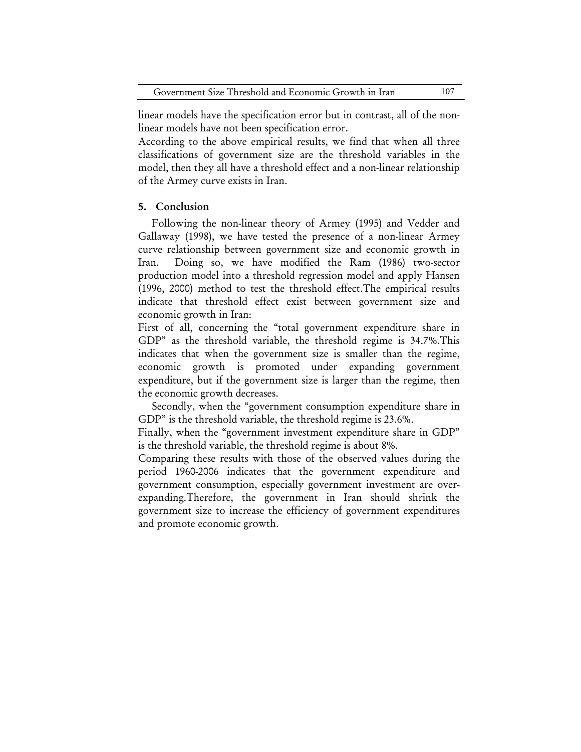linear models have the specification error but in contrast, all of the non-linear models have not been specification error.

According to the above empirical results, we find that when all three classifications of government size are the threshold variables in the model, then they all have a threshold effect and a non-linear relationship of the Armey curve exists in Iran.

## 5. Conclusion

Following the non-linear theory of Armey (1995) and Vedder and Gallaway (1998), we have tested the presence of a non-linear Armey curve relationship between government size and economic growth in Iran. Doing so, we have modified the Ram (1986) two-sector production model into a threshold regression model and apply Hansen (1996, 2000) method to test the threshold effect.The empirical results indicate that threshold effect exist between government size and economic growth in Iran:

First of all, concerning the "total government expenditure share in GDP" as the threshold variable, the threshold regime is 34.7%.This indicates that when the government size is smaller than the regime, economic growth is promoted under expanding government expenditure, but if the government size is larger than the regime, then the economic growth decreases.

Secondly, when the "government consumption expenditure share in GDP" is the threshold variable, the threshold regime is 23.6%.

Finally, when the "government investment expenditure share in GDP" is the threshold variable, the threshold regime is about 8%.

Comparing these results with those of the observed values during the period 1960-2006 indicates that the government expenditure and government consumption, especially government investment are over-expanding.Therefore, the government in Iran should shrink the government size to increase the efficiency of government expenditures and promote economic growth.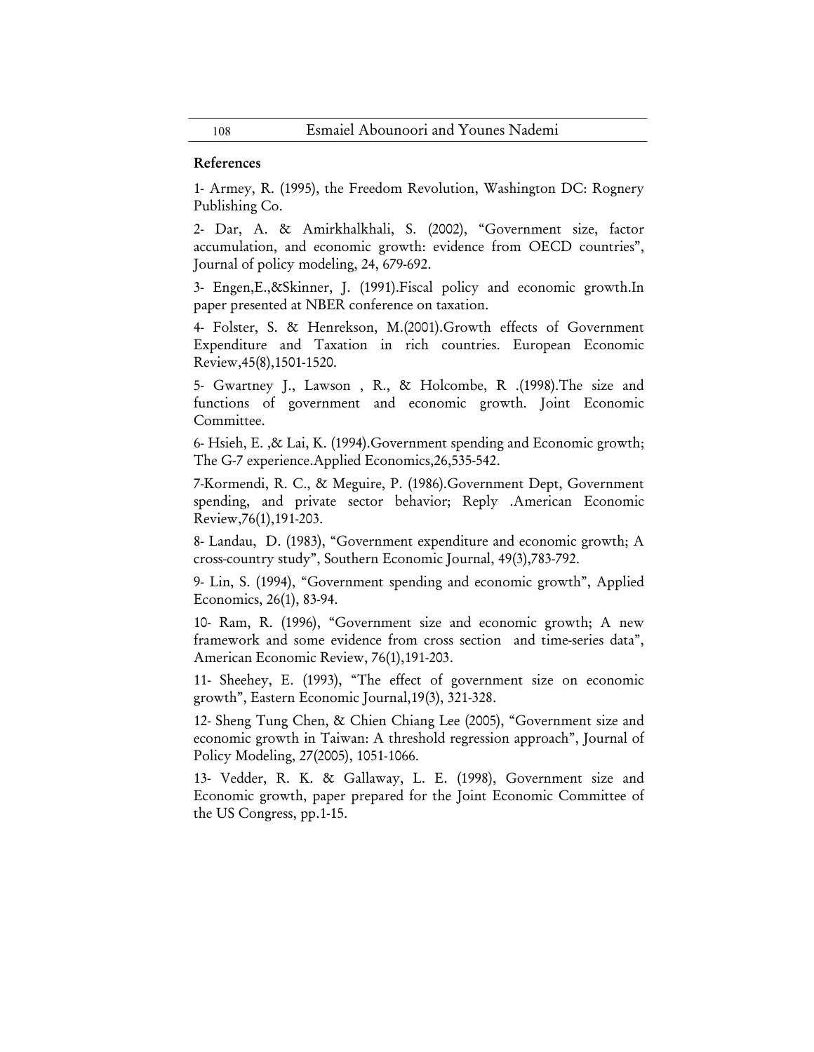## References

1- Armey, R. (1995), the Freedom Revolution, Washington DC: Rognery Publishing Co.

2- Dar, A. & Amirkhalkhali, S. (2002), "Government size, factor accumulation, and economic growth: evidence from OECD countries", Journal of policy modeling, 24, 679-692.

3- Engen,E.,&Skinner, J. (1991).Fiscal policy and economic growth.In paper presented at NBER conference on taxation.

4- Folster, S. & Henrekson, M.(2001).Growth effects of Government Expenditure and Taxation in rich countries. European Economic Review,45(8),1501-1520.

5- Gwartney J., Lawson , R., & Holcombe, R .(1998).The size and functions of government and economic growth. Joint Economic Committee.

6- Hsieh, E. ,& Lai, K. (1994).Government spending and Economic growth; The G-7 experience.Applied Economics,26,535-542.

7-Kormendi, R. C., & Meguire, P. (1986).Government Dept, Government spending, and private sector behavior; Reply .American Economic Review,76(1),191-203.

8- Landau, D. (1983), "Government expenditure and economic growth; A cross-country study", Southern Economic Journal, 49(3),783-792.

9- Lin, S. (1994), "Government spending and economic growth", Applied Economics, 26(1), 83-94.

10- Ram, R. (1996), "Government size and economic growth; A new framework and some evidence from cross section and time-series data", American Economic Review, 76(1),191-203.

11- Sheehey, E. (1993), "The effect of government size on economic growth", Eastern Economic Journal,19(3), 321-328.

12- Sheng Tung Chen, & Chien Chiang Lee (2005), "Government size and economic growth in Taiwan: A threshold regression approach", Journal of Policy Modeling, 27(2005), 1051-1066.

13- Vedder, R. K. & Gallaway, L. E. (1998), Government size and Economic growth, paper prepared for the Joint Economic Committee of the US Congress, pp.1-15.